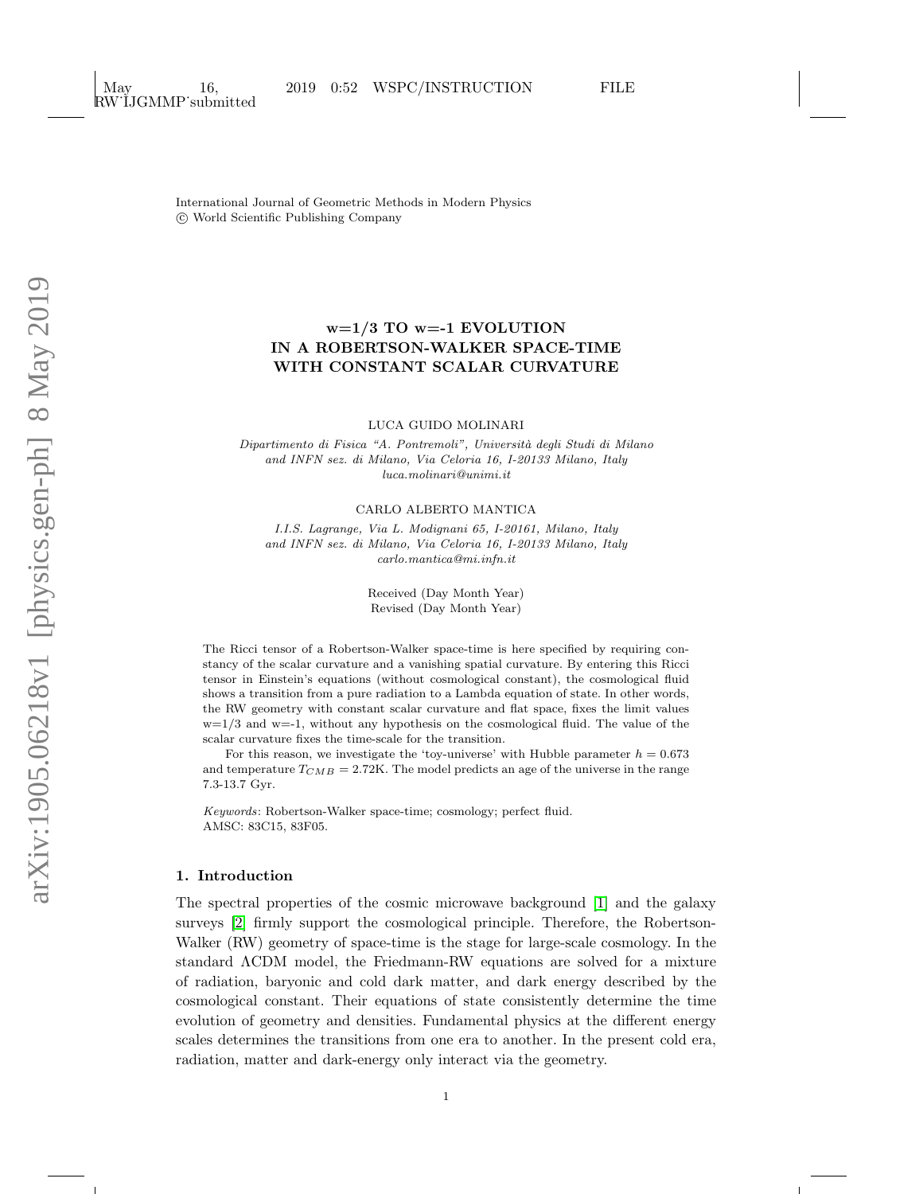International Journal of Geometric Methods in Modern Physics
© World Scientific Publishing Company

# w=1/3 TO w=-1 EVOLUTION IN A ROBERTSON-WALKER SPACE-TIME WITH CONSTANT SCALAR CURVATURE

LUCA GUIDO MOLINARI

*Dipartimento di Fisica "A. Pontremoli", Università degli Studi di Milano and INFN sez. di Milano, Via Celoria 16, I-20133 Milano, Italy*
*luca.molinari@unimi.it*

CARLO ALBERTO MANTICA

*I.I.S. Lagrange, Via L. Modignani 65, I-20161, Milano, Italy and INFN sez. di Milano, Via Celoria 16, I-20133 Milano, Italy*
*carlo.mantica@mi.infn.it*

Received (Day Month Year)
Revised (Day Month Year)

The Ricci tensor of a Robertson-Walker space-time is here specified by requiring constancy of the scalar curvature and a vanishing spatial curvature. By entering this Ricci tensor in Einstein's equations (without cosmological constant), the cosmological fluid shows a transition from a pure radiation to a Lambda equation of state. In other words, the RW geometry with constant scalar curvature and flat space, fixes the limit values w=1/3 and w=-1, without any hypothesis on the cosmological fluid. The value of the scalar curvature fixes the time-scale for the transition.

For this reason, we investigate the 'toy-universe' with Hubble parameter $h = 0.673$ and temperature $T_{CMB} = 2.72$K. The model predicts an age of the universe in the range 7.3-13.7 Gyr.

*Keywords*: Robertson-Walker space-time; cosmology; perfect fluid.
AMSC: 83C15, 83F05.

## 1. Introduction

The spectral properties of the cosmic microwave background [1] and the galaxy surveys [2] firmly support the cosmological principle. Therefore, the Robertson-Walker (RW) geometry of space-time is the stage for large-scale cosmology. In the standard ΛCDM model, the Friedmann-RW equations are solved for a mixture of radiation, baryonic and cold dark matter, and dark energy described by the cosmological constant. Their equations of state consistently determine the time evolution of geometry and densities. Fundamental physics at the different energy scales determines the transitions from one era to another. In the present cold era, radiation, matter and dark-energy only interact via the geometry.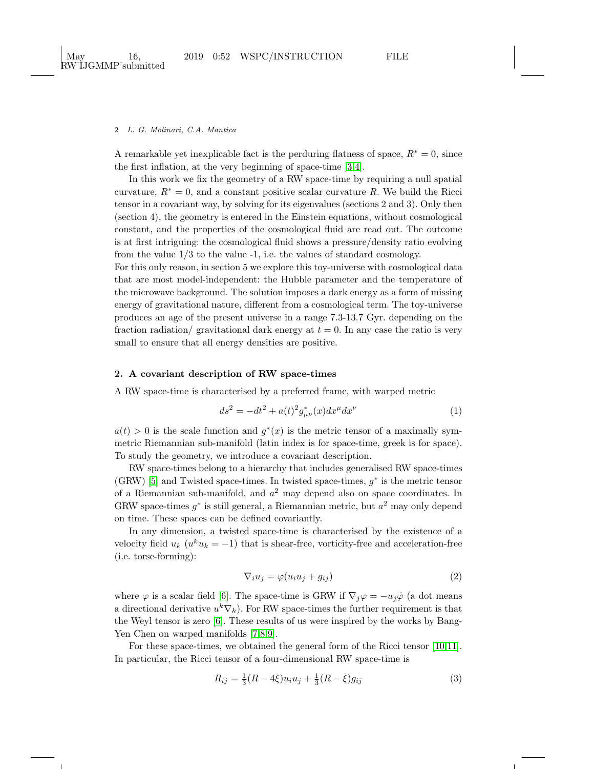A remarkable yet inexplicable fact is the perduring flatness of space, $R^* = 0$, since the first inflation, at the very beginning of space-time [3,4].

In this work we fix the geometry of a RW space-time by requiring a null spatial curvature, $R^* = 0$, and a constant positive scalar curvature $R$. We build the Ricci tensor in a covariant way, by solving for its eigenvalues (sections 2 and 3). Only then (section 4), the geometry is entered in the Einstein equations, without cosmological constant, and the properties of the cosmological fluid are read out. The outcome is at first intriguing: the cosmological fluid shows a pressure/density ratio evolving from the value 1/3 to the value -1, i.e. the values of standard cosmology.
For this only reason, in section 5 we explore this toy-universe with cosmological data that are most model-independent: the Hubble parameter and the temperature of the microwave background. The solution imposes a dark energy as a form of missing energy of gravitational nature, different from a cosmological term. The toy-universe produces an age of the present universe in a range 7.3-13.7 Gyr. depending on the fraction radiation/ gravitational dark energy at $t = 0$. In any case the ratio is very small to ensure that all energy densities are positive.

## 2. A covariant description of RW space-times

A RW space-time is characterised by a preferred frame, with warped metric

$$ds^2 = -dt^2 + a(t)^2 g^*_{\mu\nu}(x) dx^\mu dx^\nu \tag{1}$$

$a(t) > 0$ is the scale function and $g^*(x)$ is the metric tensor of a maximally symmetric Riemannian sub-manifold (latin index is for space-time, greek is for space). To study the geometry, we introduce a covariant description.

RW space-times belong to a hierarchy that includes generalised RW space-times (GRW) [5] and Twisted space-times. In twisted space-times, $g^*$ is the metric tensor of a Riemannian sub-manifold, and $a^2$ may depend also on space coordinates. In GRW space-times $g^*$ is still general, a Riemannian metric, but $a^2$ may only depend on time. These spaces can be defined covariantly.

In any dimension, a twisted space-time is characterised by the existence of a velocity field $u_k$ ($u^k u_k = -1$) that is shear-free, vorticity-free and acceleration-free (i.e. torse-forming):

$$\nabla_i u_j = \varphi(u_i u_j + g_{ij}) \tag{2}$$

where $\varphi$ is a scalar field [6]. The space-time is GRW if $\nabla_j \varphi = -u_j \dot{\varphi}$ (a dot means a directional derivative $u^k \nabla_k$). For RW space-times the further requirement is that the Weyl tensor is zero [6]. These results of us were inspired by the works by Bang-Yen Chen on warped manifolds [7,8,9].

For these space-times, we obtained the general form of the Ricci tensor [10,11]. In particular, the Ricci tensor of a four-dimensional RW space-time is

$$R_{ij} = \tfrac{1}{3}(R - 4\xi) u_i u_j + \tfrac{1}{3}(R - \xi) g_{ij} \tag{3}$$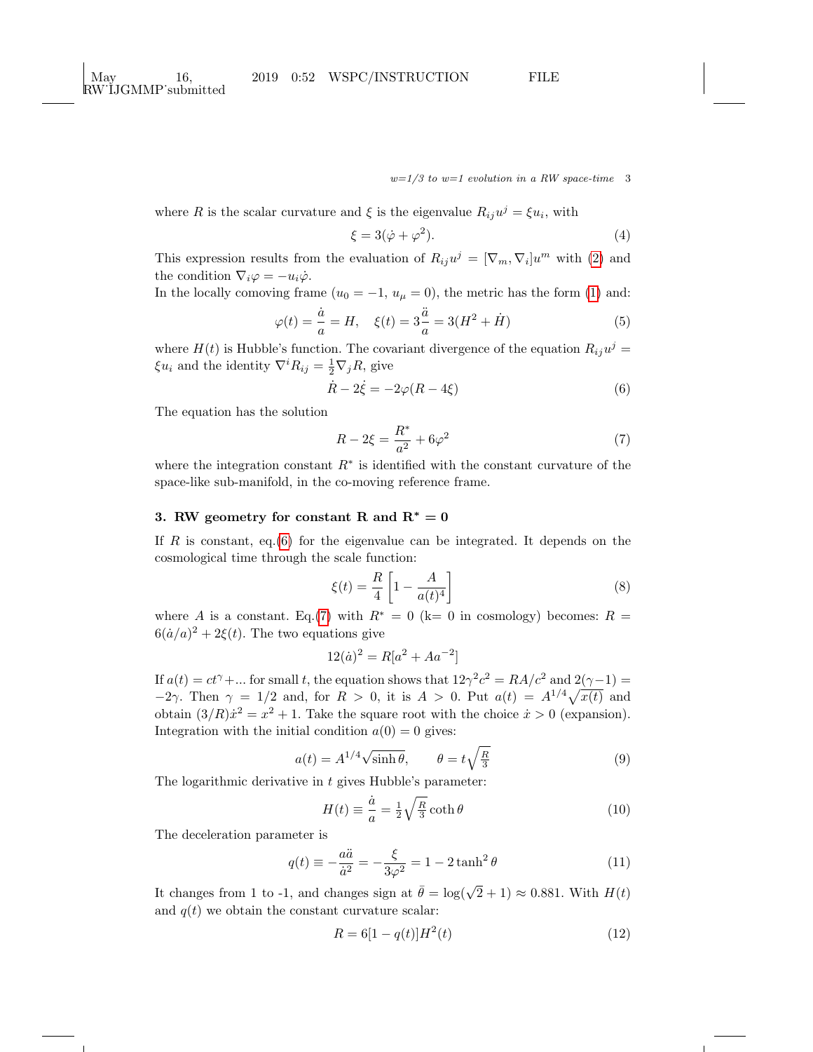where $R$ is the scalar curvature and $\xi$ is the eigenvalue $R_{ij}u^j = \xi u_i$, with

$$\xi = 3(\dot{\varphi} + \varphi^2). \tag{4}$$

This expression results from the evaluation of $R_{ij}u^j = [\nabla_m, \nabla_i]u^m$ with (2) and the condition $\nabla_i \varphi = -u_i \dot{\varphi}$.

In the locally comoving frame ($u_0 = -1$, $u_\mu = 0$), the metric has the form (1) and:

$$\varphi(t) = \frac{\dot{a}}{a} = H, \quad \xi(t) = 3\frac{\ddot{a}}{a} = 3(H^2 + \dot{H}) \tag{5}$$

where $H(t)$ is Hubble's function. The covariant divergence of the equation $R_{ij}u^j = \xi u_i$ and the identity $\nabla^i R_{ij} = \frac{1}{2}\nabla_j R$, give

$$\dot{R} - 2\dot{\xi} = -2\varphi(R - 4\xi) \tag{6}$$

The equation has the solution

$$R - 2\xi = \frac{R^*}{a^2} + 6\varphi^2 \tag{7}$$

where the integration constant $R^*$ is identified with the constant curvature of the space-like sub-manifold, in the co-moving reference frame.

## 3. RW geometry for constant R and $R^* = 0$

If $R$ is constant, eq.(6) for the eigenvalue can be integrated. It depends on the cosmological time through the scale function:

$$\xi(t) = \frac{R}{4}\left[1 - \frac{A}{a(t)^4}\right] \tag{8}$$

where $A$ is a constant. Eq.(7) with $R^* = 0$ (k= 0 in cosmology) becomes: $R = 6(\dot{a}/a)^2 + 2\xi(t)$. The two equations give

$$12(\dot{a})^2 = R[a^2 + Aa^{-2}]$$

If $a(t) = ct^\gamma + \ldots$ for small $t$, the equation shows that $12\gamma^2 c^2 = RA/c^2$ and $2(\gamma - 1) = -2\gamma$. Then $\gamma = 1/2$ and, for $R > 0$, it is $A > 0$. Put $a(t) = A^{1/4}\sqrt{x(t)}$ and obtain $(3/R)\dot{x}^2 = x^2 + 1$. Take the square root with the choice $\dot{x} > 0$ (expansion). Integration with the initial condition $a(0) = 0$ gives:

$$a(t) = A^{1/4}\sqrt{\sinh\theta}, \qquad \theta = t\sqrt{\tfrac{R}{3}} \tag{9}$$

The logarithmic derivative in $t$ gives Hubble's parameter:

$$H(t) \equiv \frac{\dot{a}}{a} = \tfrac{1}{2}\sqrt{\tfrac{R}{3}}\coth\theta \tag{10}$$

The deceleration parameter is

$$q(t) \equiv -\frac{a\ddot{a}}{\dot{a}^2} = -\frac{\xi}{3\varphi^2} = 1 - 2\tanh^2\theta \tag{11}$$

It changes from 1 to -1, and changes sign at $\bar{\theta} = \log(\sqrt{2} + 1) \approx 0.881$. With $H(t)$ and $q(t)$ we obtain the constant curvature scalar:

$$R = 6[1 - q(t)]H^2(t) \tag{12}$$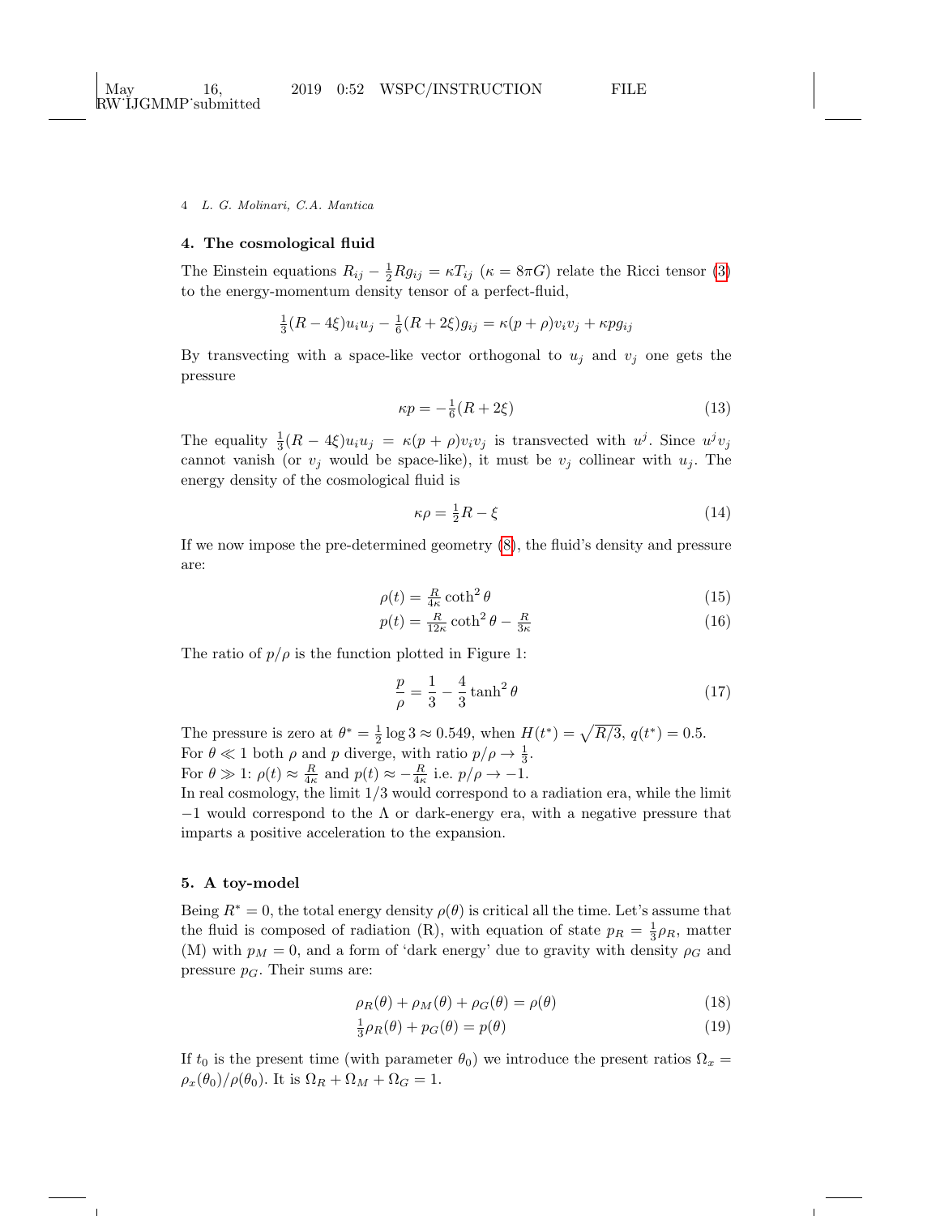## 4. The cosmological fluid

The Einstein equations $R_{ij} - \frac{1}{2}Rg_{ij} = \kappa T_{ij}$ ($\kappa = 8\pi G$) relate the Ricci tensor (3) to the energy-momentum density tensor of a perfect-fluid,

$$\tfrac{1}{3}(R-4\xi)u_iu_j - \tfrac{1}{6}(R+2\xi)g_{ij} = \kappa(p+\rho)v_iv_j + \kappa p g_{ij}$$

By transvecting with a space-like vector orthogonal to $u_j$ and $v_j$ one gets the pressure

$$\kappa p = -\tfrac{1}{6}(R+2\xi) \tag{13}$$

The equality $\frac{1}{3}(R-4\xi)u_iu_j = \kappa(p+\rho)v_iv_j$ is transvected with $u^j$. Since $u^jv_j$ cannot vanish (or $v_j$ would be space-like), it must be $v_j$ collinear with $u_j$. The energy density of the cosmological fluid is

$$\kappa\rho = \tfrac{1}{2}R - \xi \tag{14}$$

If we now impose the pre-determined geometry (8), the fluid's density and pressure are:

$$\rho(t) = \tfrac{R}{4\kappa}\coth^2\theta \tag{15}$$

$$p(t) = \tfrac{R}{12\kappa}\coth^2\theta - \tfrac{R}{3\kappa} \tag{16}$$

The ratio of $p/\rho$ is the function plotted in Figure 1:

$$\frac{p}{\rho} = \frac{1}{3} - \frac{4}{3}\tanh^2\theta \tag{17}$$

The pressure is zero at $\theta^* = \frac{1}{2}\log 3 \approx 0.549$, when $H(t^*) = \sqrt{R/3}$, $q(t^*) = 0.5$.
For $\theta \ll 1$ both $\rho$ and $p$ diverge, with ratio $p/\rho \to \frac{1}{3}$.
For $\theta \gg 1$: $\rho(t) \approx \frac{R}{4\kappa}$ and $p(t) \approx -\frac{R}{4\kappa}$ i.e. $p/\rho \to -1$.
In real cosmology, the limit 1/3 would correspond to a radiation era, while the limit $-1$ would correspond to the $\Lambda$ or dark-energy era, with a negative pressure that imparts a positive acceleration to the expansion.

## 5. A toy-model

Being $R^* = 0$, the total energy density $\rho(\theta)$ is critical all the time. Let's assume that the fluid is composed of radiation (R), with equation of state $p_R = \frac{1}{3}\rho_R$, matter (M) with $p_M = 0$, and a form of 'dark energy' due to gravity with density $\rho_G$ and pressure $p_G$. Their sums are:

$$\rho_R(\theta) + \rho_M(\theta) + \rho_G(\theta) = \rho(\theta) \tag{18}$$

$$\tfrac{1}{3}\rho_R(\theta) + p_G(\theta) = p(\theta) \tag{19}$$

If $t_0$ is the present time (with parameter $\theta_0$) we introduce the present ratios $\Omega_x = \rho_x(\theta_0)/\rho(\theta_0)$. It is $\Omega_R + \Omega_M + \Omega_G = 1$.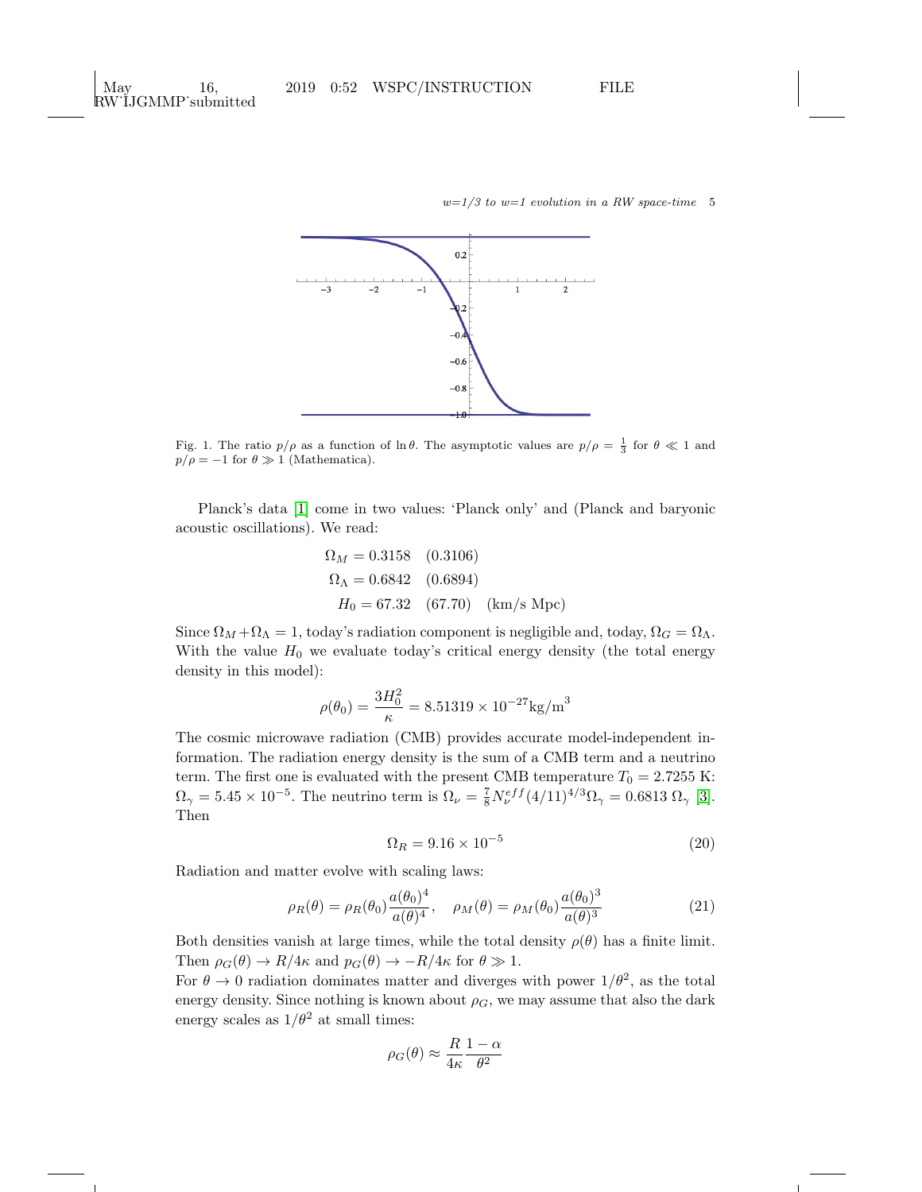Fig. 1. The ratio $p/\rho$ as a function of $\ln\theta$. The asymptotic values are $p/\rho = \frac{1}{3}$ for $\theta \ll 1$ and $p/\rho = -1$ for $\theta \gg 1$ (Mathematica).

Planck's data [1] come in two values: 'Planck only' and (Planck and baryonic acoustic oscillations). We read:

$$\Omega_M = 0.3158 \quad (0.3106)$$
$$\Omega_\Lambda = 0.6842 \quad (0.6894)$$
$$H_0 = 67.32 \quad (67.70) \quad (\text{km/s Mpc})$$

Since $\Omega_M + \Omega_\Lambda = 1$, today's radiation component is negligible and, today, $\Omega_G = \Omega_\Lambda$. With the value $H_0$ we evaluate today's critical energy density (the total energy density in this model):

$$\rho(\theta_0) = \frac{3H_0^2}{\kappa} = 8.51319 \times 10^{-27} \text{kg/m}^3$$

The cosmic microwave radiation (CMB) provides accurate model-independent information. The radiation energy density is the sum of a CMB term and a neutrino term. The first one is evaluated with the present CMB temperature $T_0 = 2.7255$ K: $\Omega_\gamma = 5.45 \times 10^{-5}$. The neutrino term is $\Omega_\nu = \frac{7}{8} N_\nu^{eff} (4/11)^{4/3} \Omega_\gamma = 0.6813\, \Omega_\gamma$ [3]. Then

$$\Omega_R = 9.16 \times 10^{-5} \tag{20}$$

Radiation and matter evolve with scaling laws:

$$\rho_R(\theta) = \rho_R(\theta_0) \frac{a(\theta_0)^4}{a(\theta)^4}, \quad \rho_M(\theta) = \rho_M(\theta_0) \frac{a(\theta_0)^3}{a(\theta)^3} \tag{21}$$

Both densities vanish at large times, while the total density $\rho(\theta)$ has a finite limit. Then $\rho_G(\theta) \to R/4\kappa$ and $p_G(\theta) \to -R/4\kappa$ for $\theta \gg 1$.
For $\theta \to 0$ radiation dominates matter and diverges with power $1/\theta^2$, as the total energy density. Since nothing is known about $\rho_G$, we may assume that also the dark energy scales as $1/\theta^2$ at small times:

$$\rho_G(\theta) \approx \frac{R}{4\kappa} \frac{1-\alpha}{\theta^2}$$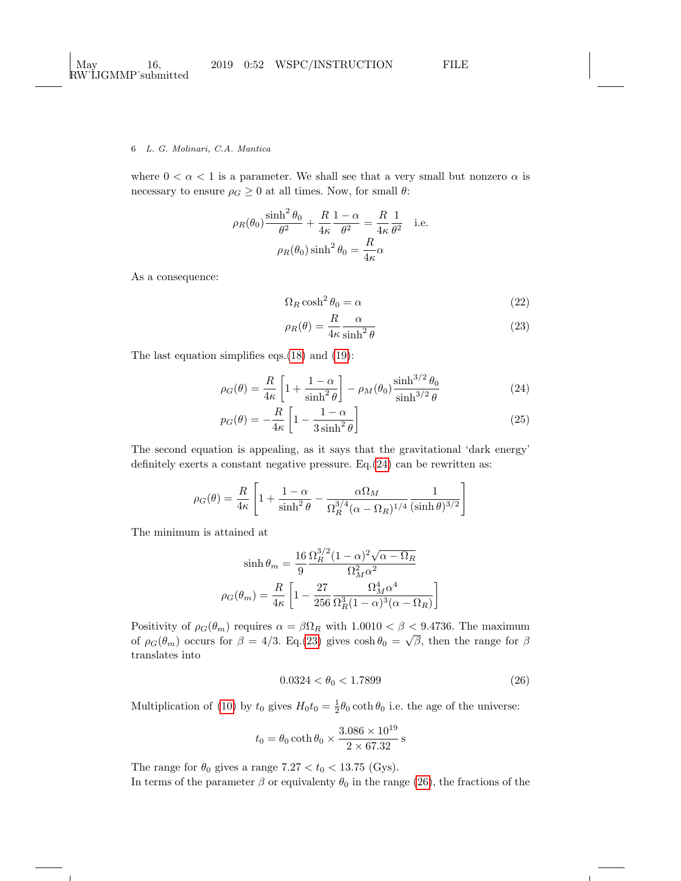where $0 < \alpha < 1$ is a parameter. We shall see that a very small but nonzero $\alpha$ is necessary to ensure $\rho_G \geq 0$ at all times. Now, for small $\theta$:

$$\rho_R(\theta_0)\frac{\sinh^2\theta_0}{\theta^2} + \frac{R}{4\kappa}\frac{1-\alpha}{\theta^2} = \frac{R}{4\kappa}\frac{1}{\theta^2} \quad \text{i.e.}$$

$$\rho_R(\theta_0)\sinh^2\theta_0 = \frac{R}{4\kappa}\alpha$$

As a consequence:

$$\Omega_R \cosh^2\theta_0 = \alpha \tag{22}$$

$$\rho_R(\theta) = \frac{R}{4\kappa}\frac{\alpha}{\sinh^2\theta} \tag{23}$$

The last equation simplifies eqs.(18) and (19):

$$\rho_G(\theta) = \frac{R}{4\kappa}\left[1 + \frac{1-\alpha}{\sinh^2\theta}\right] - \rho_M(\theta_0)\frac{\sinh^{3/2}\theta_0}{\sinh^{3/2}\theta} \tag{24}$$

$$p_G(\theta) = -\frac{R}{4\kappa}\left[1 - \frac{1-\alpha}{3\sinh^2\theta}\right] \tag{25}$$

The second equation is appealing, as it says that the gravitational 'dark energy' definitely exerts a constant negative pressure. Eq.(24) can be rewritten as:

$$\rho_G(\theta) = \frac{R}{4\kappa}\left[1 + \frac{1-\alpha}{\sinh^2\theta} - \frac{\alpha\Omega_M}{\Omega_R^{3/4}(\alpha-\Omega_R)^{1/4}}\frac{1}{(\sinh\theta)^{3/2}}\right]$$

The minimum is attained at

$$\sinh\theta_m = \frac{16}{9}\frac{\Omega_R^{3/2}(1-\alpha)^2\sqrt{\alpha-\Omega_R}}{\Omega_M^2\alpha^2}$$

$$\rho_G(\theta_m) = \frac{R}{4\kappa}\left[1 - \frac{27}{256}\frac{\Omega_M^4\alpha^4}{\Omega_R^3(1-\alpha)^3(\alpha-\Omega_R)}\right]$$

Positivity of $\rho_G(\theta_m)$ requires $\alpha = \beta\Omega_R$ with $1.0010 < \beta < 9.4736$. The maximum of $\rho_G(\theta_m)$ occurs for $\beta = 4/3$. Eq.(23) gives $\cosh\theta_0 = \sqrt{\beta}$, then the range for $\beta$ translates into

$$0.0324 < \theta_0 < 1.7899 \tag{26}$$

Multiplication of (10) by $t_0$ gives $H_0 t_0 = \frac{1}{2}\theta_0 \coth\theta_0$ i.e. the age of the universe:

$$t_0 = \theta_0 \coth\theta_0 \times \frac{3.086 \times 10^{19}}{2 \times 67.32}\,\text{s}$$

The range for $\theta_0$ gives a range $7.27 < t_0 < 13.75$ (Gys).
In terms of the parameter $\beta$ or equivalenty $\theta_0$ in the range (26), the fractions of the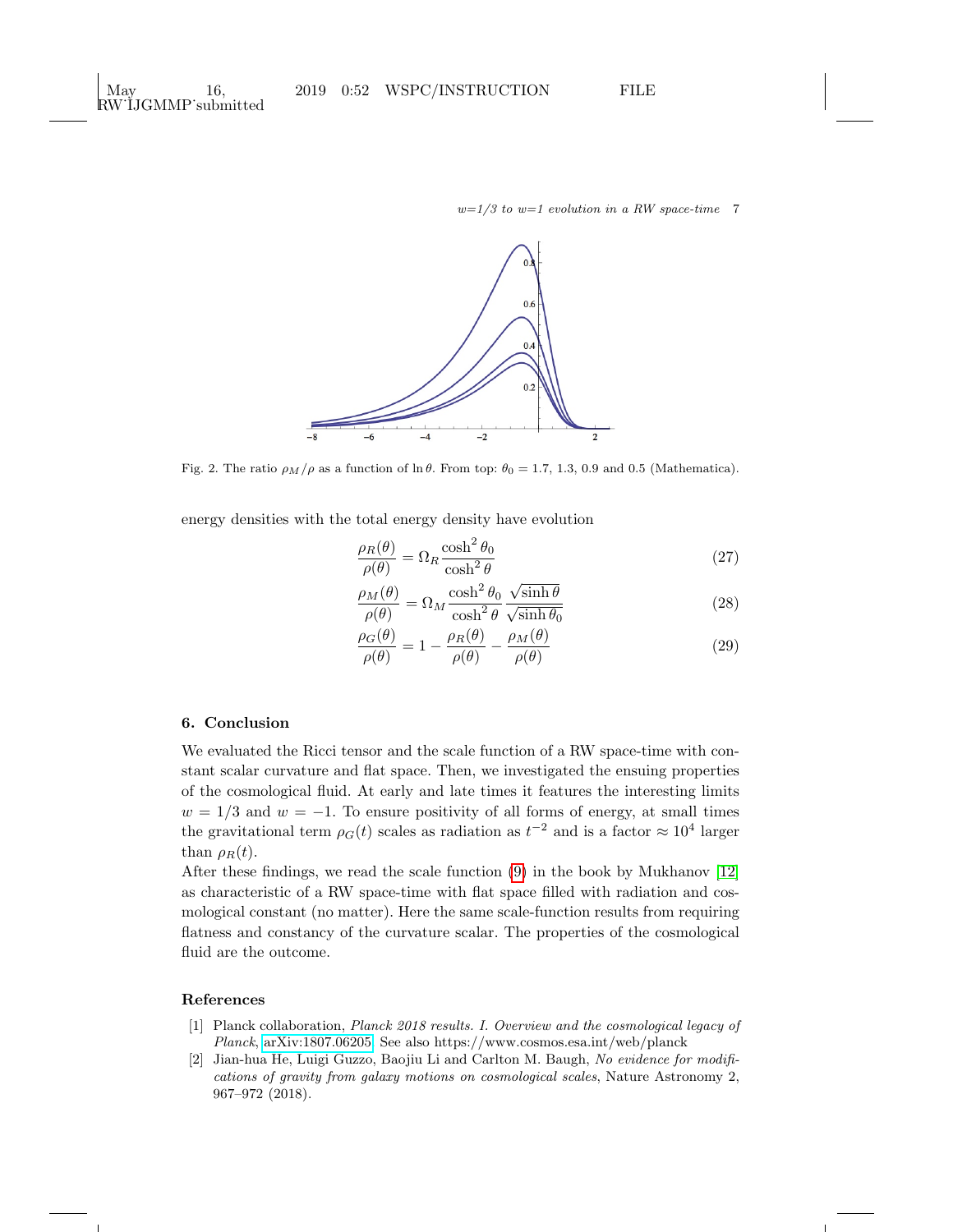Fig. 2. The ratio $\rho_M/\rho$ as a function of $\ln\theta$. From top: $\theta_0 = 1.7$, 1.3, 0.9 and 0.5 (Mathematica).

energy densities with the total energy density have evolution

$$\frac{\rho_R(\theta)}{\rho(\theta)} = \Omega_R \frac{\cosh^2\theta_0}{\cosh^2\theta} \tag{27}$$

$$\frac{\rho_M(\theta)}{\rho(\theta)} = \Omega_M \frac{\cosh^2\theta_0}{\cosh^2\theta}\frac{\sqrt{\sinh\theta}}{\sqrt{\sinh\theta_0}} \tag{28}$$

$$\frac{\rho_G(\theta)}{\rho(\theta)} = 1 - \frac{\rho_R(\theta)}{\rho(\theta)} - \frac{\rho_M(\theta)}{\rho(\theta)} \tag{29}$$

## 6. Conclusion

We evaluated the Ricci tensor and the scale function of a RW space-time with constant scalar curvature and flat space. Then, we investigated the ensuing properties of the cosmological fluid. At early and late times it features the interesting limits $w = 1/3$ and $w = -1$. To ensure positivity of all forms of energy, at small times the gravitational term $\rho_G(t)$ scales as radiation as $t^{-2}$ and is a factor $\approx 10^4$ larger than $\rho_R(t)$.

After these findings, we read the scale function (9) in the book by Mukhanov [12] as characteristic of a RW space-time with flat space filled with radiation and cosmological constant (no matter). Here the same scale-function results from requiring flatness and constancy of the curvature scalar. The properties of the cosmological fluid are the outcome.

## References

[1] Planck collaboration, *Planck 2018 results. I. Overview and the cosmological legacy of Planck*, arXiv:1807.06205. See also https://www.cosmos.esa.int/web/planck

[2] Jian-hua He, Luigi Guzzo, Baojiu Li and Carlton M. Baugh, *No evidence for modifications of gravity from galaxy motions on cosmological scales*, Nature Astronomy 2, 967–972 (2018).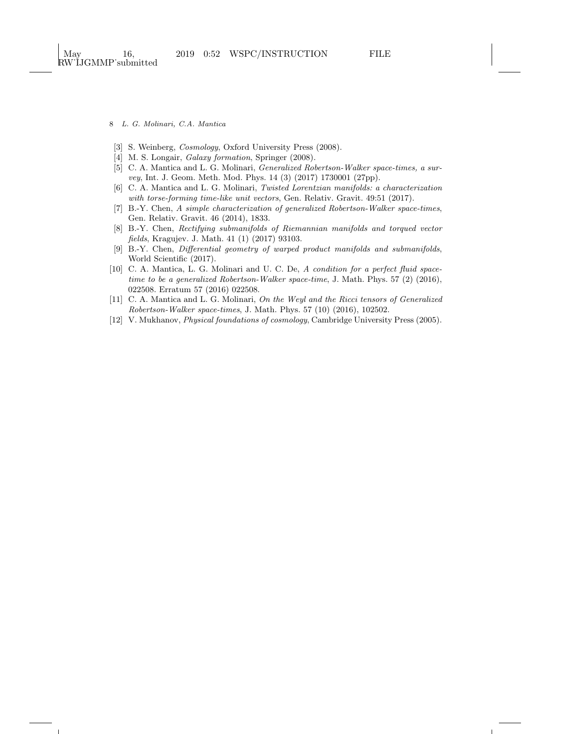[3] S. Weinberg, *Cosmology*, Oxford University Press (2008).

[4] M. S. Longair, *Galaxy formation*, Springer (2008).

[5] C. A. Mantica and L. G. Molinari, *Generalized Robertson-Walker space-times, a survey*, Int. J. Geom. Meth. Mod. Phys. 14 (3) (2017) 1730001 (27pp).

[6] C. A. Mantica and L. G. Molinari, *Twisted Lorentzian manifolds: a characterization with torse-forming time-like unit vectors*, Gen. Relativ. Gravit. 49:51 (2017).

[7] B.-Y. Chen, *A simple characterization of generalized Robertson-Walker space-times*, Gen. Relativ. Gravit. 46 (2014), 1833.

[8] B.-Y. Chen, *Rectifying submanifolds of Riemannian manifolds and torqued vector fields*, Kragujev. J. Math. 41 (1) (2017) 93103.

[9] B.-Y. Chen, *Differential geometry of warped product manifolds and submanifolds*, World Scientific (2017).

[10] C. A. Mantica, L. G. Molinari and U. C. De, *A condition for a perfect fluid space-time to be a generalized Robertson-Walker space-time*, J. Math. Phys. 57 (2) (2016), 022508. Erratum 57 (2016) 022508.

[11] C. A. Mantica and L. G. Molinari, *On the Weyl and the Ricci tensors of Generalized Robertson-Walker space-times*, J. Math. Phys. 57 (10) (2016), 102502.

[12] V. Mukhanov, *Physical foundations of cosmology*, Cambridge University Press (2005).